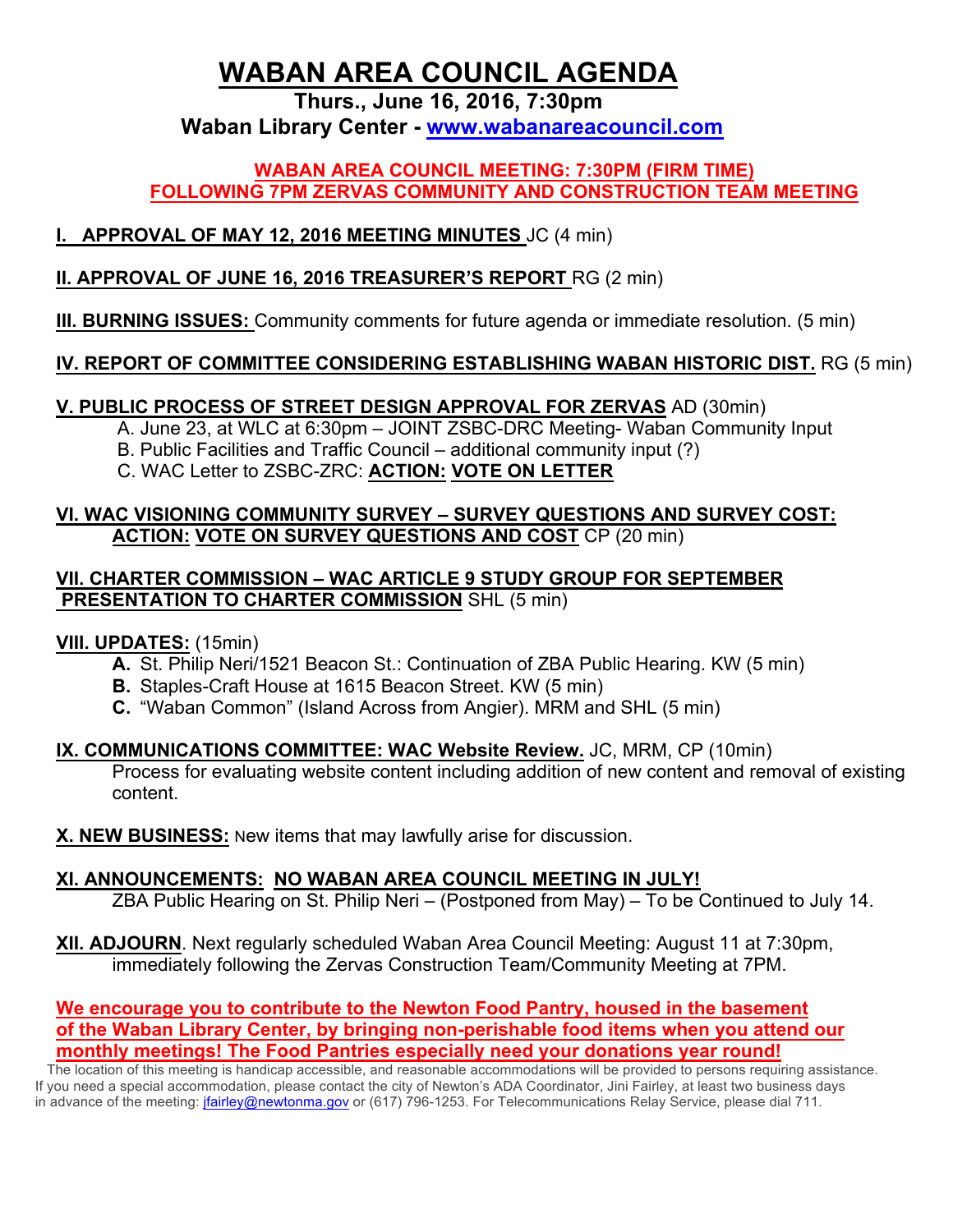# WABAN AREA COUNCIL AGENDA

**Thurs., June 16, 2016, 7:30pm**

**Waban Library Center - www.wabanareacouncil.com**

**WABAN AREA COUNCIL MEETING: 7:30PM (FIRM TIME)**
**FOLLOWING 7PM ZERVAS COMMUNITY AND CONSTRUCTION TEAM MEETING**

**I. APPROVAL OF MAY 12, 2016 MEETING MINUTES** JC (4 min)

**II. APPROVAL OF JUNE 16, 2016 TREASURER'S REPORT** RG (2 min)

**III. BURNING ISSUES:** Community comments for future agenda or immediate resolution. (5 min)

**IV. REPORT OF COMMITTEE CONSIDERING ESTABLISHING WABAN HISTORIC DIST.** RG (5 min)

**V. PUBLIC PROCESS OF STREET DESIGN APPROVAL FOR ZERVAS** AD (30min)

A. June 23, at WLC at 6:30pm – JOINT ZSBC-DRC Meeting- Waban Community Input
B. Public Facilities and Traffic Council – additional community input (?)
C. WAC Letter to ZSBC-ZRC: **ACTION: VOTE ON LETTER**

**VI. WAC VISIONING COMMUNITY SURVEY – SURVEY QUESTIONS AND SURVEY COST: ACTION: VOTE ON SURVEY QUESTIONS AND COST** CP (20 min)

**VII. CHARTER COMMISSION – WAC ARTICLE 9 STUDY GROUP FOR SEPTEMBER PRESENTATION TO CHARTER COMMISSION** SHL (5 min)

**VIII. UPDATES:** (15min)

**A.** St. Philip Neri/1521 Beacon St.: Continuation of ZBA Public Hearing. KW (5 min)
**B.** Staples-Craft House at 1615 Beacon Street. KW (5 min)
**C.** "Waban Common" (Island Across from Angier). MRM and SHL (5 min)

**IX. COMMUNICATIONS COMMITTEE: WAC Website Review.** JC, MRM, CP (10min)

Process for evaluating website content including addition of new content and removal of existing content.

**X. NEW BUSINESS:** New items that may lawfully arise for discussion.

**XI. ANNOUNCEMENTS: NO WABAN AREA COUNCIL MEETING IN JULY!**

ZBA Public Hearing on St. Philip Neri – (Postponed from May) – To be Continued to July 14.

**XII. ADJOURN**. Next regularly scheduled Waban Area Council Meeting: August 11 at 7:30pm, immediately following the Zervas Construction Team/Community Meeting at 7PM.

**We encourage you to contribute to the Newton Food Pantry, housed in the basement of the Waban Library Center, by bringing non-perishable food items when you attend our monthly meetings! The Food Pantries especially need your donations year round!**

The location of this meeting is handicap accessible, and reasonable accommodations will be provided to persons requiring assistance. If you need a special accommodation, please contact the city of Newton's ADA Coordinator, Jini Fairley, at least two business days in advance of the meeting: jfairley@newtonma.gov or (617) 796-1253. For Telecommunications Relay Service, please dial 711.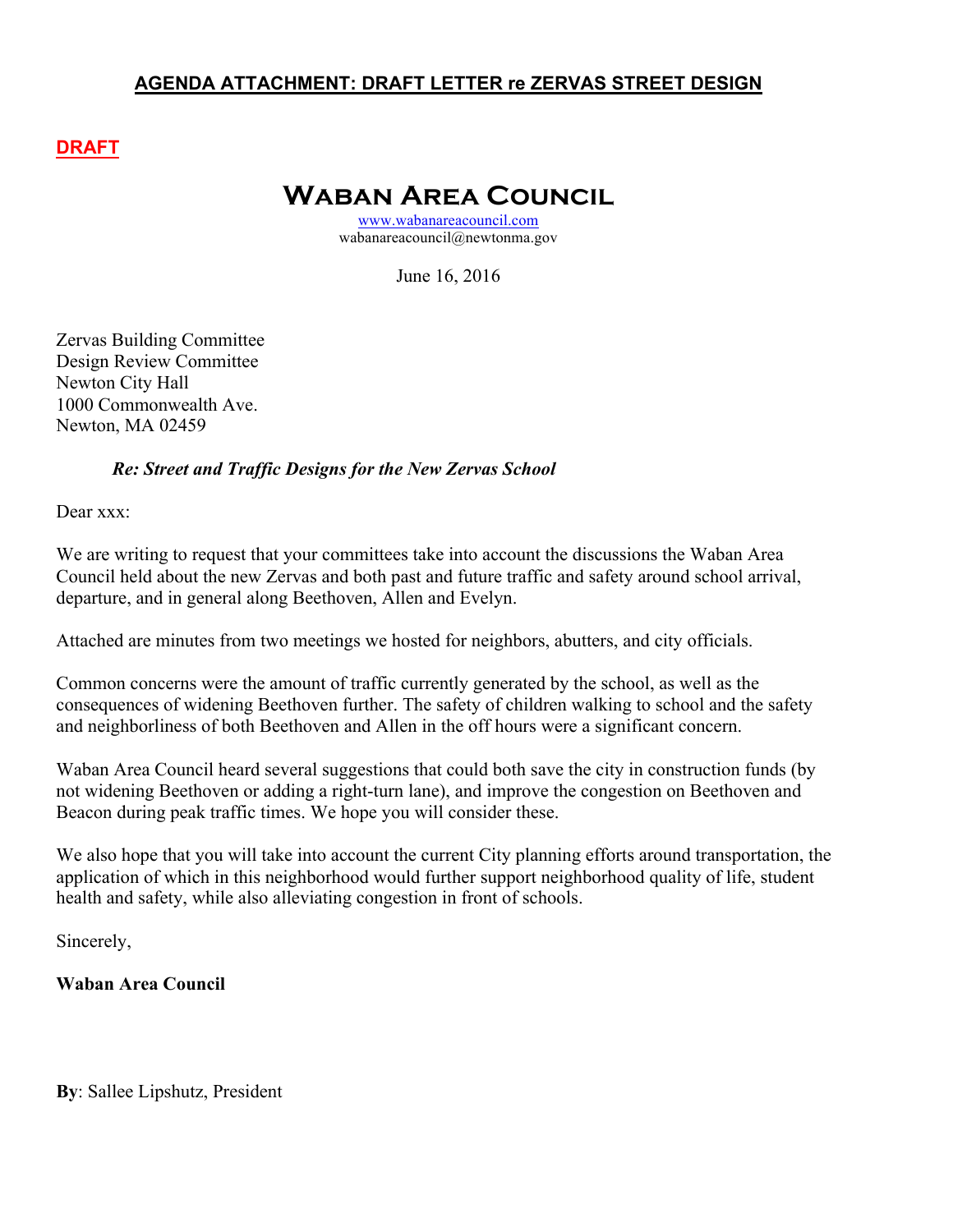**AGENDA ATTACHMENT: DRAFT LETTER re ZERVAS STREET DESIGN**

**DRAFT**

# Waban Area Council

www.wabanareacouncil.com
wabanareacouncil@newtonma.gov

June 16, 2016

Zervas Building Committee
Design Review Committee
Newton City Hall
1000 Commonwealth Ave.
Newton, MA 02459

***Re: Street and Traffic Designs for the New Zervas School***

Dear xxx:

We are writing to request that your committees take into account the discussions the Waban Area Council held about the new Zervas and both past and future traffic and safety around school arrival, departure, and in general along Beethoven, Allen and Evelyn.

Attached are minutes from two meetings we hosted for neighbors, abutters, and city officials.

Common concerns were the amount of traffic currently generated by the school, as well as the consequences of widening Beethoven further. The safety of children walking to school and the safety and neighborliness of both Beethoven and Allen in the off hours were a significant concern.

Waban Area Council heard several suggestions that could both save the city in construction funds (by not widening Beethoven or adding a right-turn lane), and improve the congestion on Beethoven and Beacon during peak traffic times. We hope you will consider these.

We also hope that you will take into account the current City planning efforts around transportation, the application of which in this neighborhood would further support neighborhood quality of life, student health and safety, while also alleviating congestion in front of schools.

Sincerely,

**Waban Area Council**

**By**: Sallee Lipshutz, President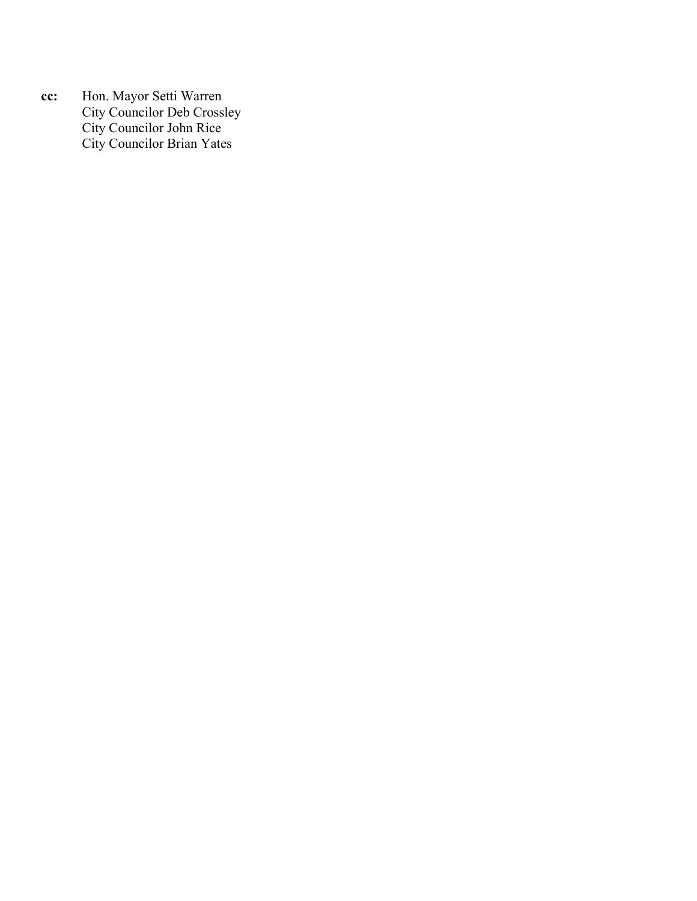**cc:** Hon. Mayor Setti Warren
City Councilor Deb Crossley
City Councilor John Rice
City Councilor Brian Yates